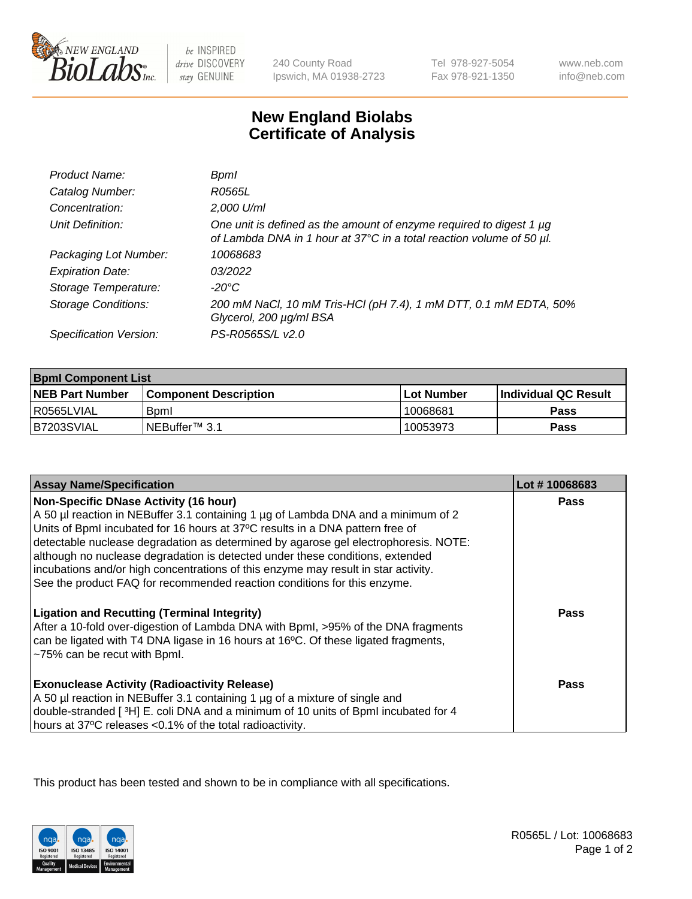New England BioLabs Inc. — be INSPIRED drive DISCOVERY stay GENUINE

240 County Road
Ipswich, MA 01938-2723

Tel 978-927-5054
Fax 978-921-1350

www.neb.com
info@neb.com

# New England Biolabs
# Certificate of Analysis

| | |
|---|---|
| *Product Name:* | *BpmI* |
| *Catalog Number:* | *R0565L* |
| *Concentration:* | *2,000 U/ml* |
| *Unit Definition:* | *One unit is defined as the amount of enzyme required to digest 1 µg of Lambda DNA in 1 hour at 37°C in a total reaction volume of 50 µl.* |
| *Packaging Lot Number:* | *10068683* |
| *Expiration Date:* | *03/2022* |
| *Storage Temperature:* | *-20°C* |
| *Storage Conditions:* | *200 mM NaCl, 10 mM Tris-HCl (pH 7.4), 1 mM DTT, 0.1 mM EDTA, 50% Glycerol, 200 µg/ml BSA* |
| *Specification Version:* | *PS-R0565S/L v2.0* |

| BpmI Component List | | | |
|---|---|---|---|
| **NEB Part Number** | **Component Description** | **Lot Number** | **Individual QC Result** |
| R0565LVIAL | BpmI | 10068681 | **Pass** |
| B7203SVIAL | NEBuffer™ 3.1 | 10053973 | **Pass** |

| Assay Name/Specification | Lot # 10068683 |
|---|---|
| **Non-Specific DNase Activity (16 hour)**<br>A 50 µl reaction in NEBuffer 3.1 containing 1 µg of Lambda DNA and a minimum of 2 Units of BpmI incubated for 16 hours at 37ºC results in a DNA pattern free of detectable nuclease degradation as determined by agarose gel electrophoresis. NOTE: although no nuclease degradation is detected under these conditions, extended incubations and/or high concentrations of this enzyme may result in star activity. See the product FAQ for recommended reaction conditions for this enzyme. | **Pass** |
| **Ligation and Recutting (Terminal Integrity)**<br>After a 10-fold over-digestion of Lambda DNA with BpmI, >95% of the DNA fragments can be ligated with T4 DNA ligase in 16 hours at 16ºC. Of these ligated fragments, ~75% can be recut with BpmI. | **Pass** |
| **Exonuclease Activity (Radioactivity Release)**<br>A 50 µl reaction in NEBuffer 3.1 containing 1 µg of a mixture of single and double-stranded [ $^3$H] E. coli DNA and a minimum of 10 units of BpmI incubated for 4 hours at 37ºC releases <0.1% of the total radioactivity. | **Pass** |

This product has been tested and shown to be in compliance with all specifications.

R0565L / Lot: 10068683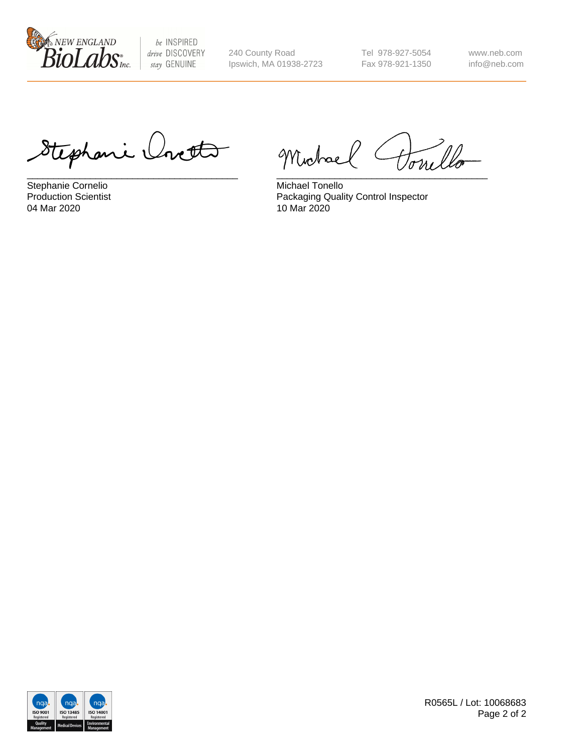Stephanie Cornelio
Production Scientist
04 Mar 2020

Michael Tonello
Packaging Quality Control Inspector
10 Mar 2020

R0565L / Lot: 10068683